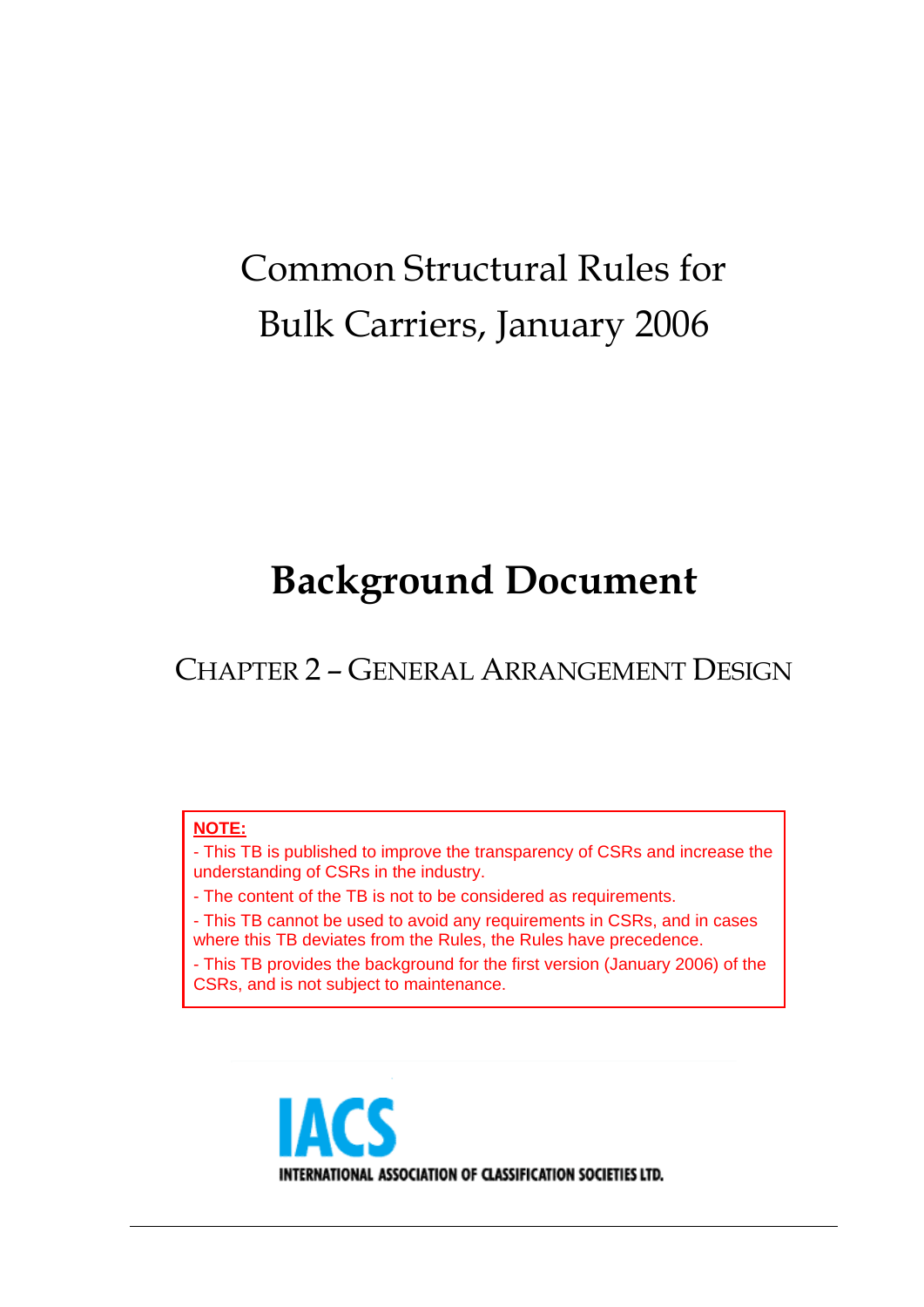# Common Structural Rules for Bulk Carriers, January 2006

# Background Document

## CHAPTER 2 – GENERAL ARRANGEMENT DESIGN

**NOTE:**

- This TB is published to improve the transparency of CSRs and increase the understanding of CSRs in the industry.
- The content of the TB is not to be considered as requirements.
- This TB cannot be used to avoid any requirements in CSRs, and in cases where this TB deviates from the Rules, the Rules have precedence.
- This TB provides the background for the first version (January 2006) of the CSRs, and is not subject to maintenance.

IACS

INTERNATIONAL ASSOCIATION OF CLASSIFICATION SOCIETIES LTD.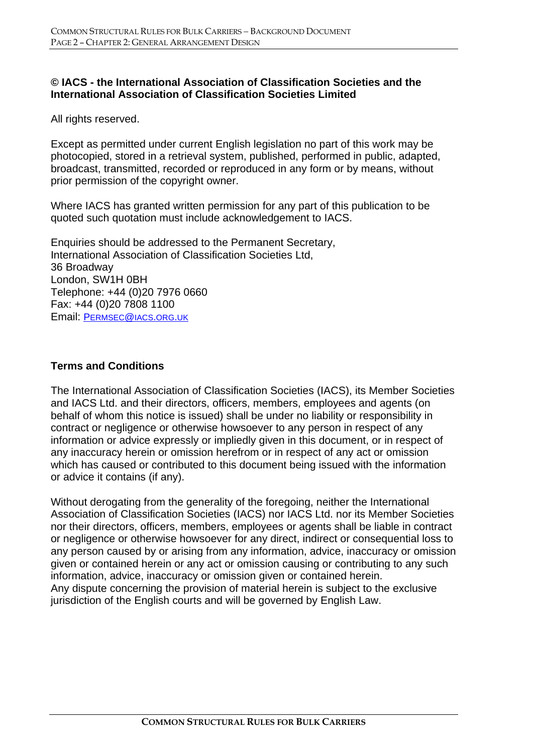**© IACS - the International Association of Classification Societies and the International Association of Classification Societies Limited**

All rights reserved.

Except as permitted under current English legislation no part of this work may be photocopied, stored in a retrieval system, published, performed in public, adapted, broadcast, transmitted, recorded or reproduced in any form or by means, without prior permission of the copyright owner.

Where IACS has granted written permission for any part of this publication to be quoted such quotation must include acknowledgement to IACS.

Enquiries should be addressed to the Permanent Secretary,
International Association of Classification Societies Ltd,
36 Broadway
London, SW1H 0BH
Telephone: +44 (0)20 7976 0660
Fax: +44 (0)20 7808 1100
Email: PERMSEC@IACS.ORG.UK

**Terms and Conditions**

The International Association of Classification Societies (IACS), its Member Societies and IACS Ltd. and their directors, officers, members, employees and agents (on behalf of whom this notice is issued) shall be under no liability or responsibility in contract or negligence or otherwise howsoever to any person in respect of any information or advice expressly or impliedly given in this document, or in respect of any inaccuracy herein or omission herefrom or in respect of any act or omission which has caused or contributed to this document being issued with the information or advice it contains (if any).

Without derogating from the generality of the foregoing, neither the International Association of Classification Societies (IACS) nor IACS Ltd. nor its Member Societies nor their directors, officers, members, employees or agents shall be liable in contract or negligence or otherwise howsoever for any direct, indirect or consequential loss to any person caused by or arising from any information, advice, inaccuracy or omission given or contained herein or any act or omission causing or contributing to any such information, advice, inaccuracy or omission given or contained herein.
Any dispute concerning the provision of material herein is subject to the exclusive jurisdiction of the English courts and will be governed by English Law.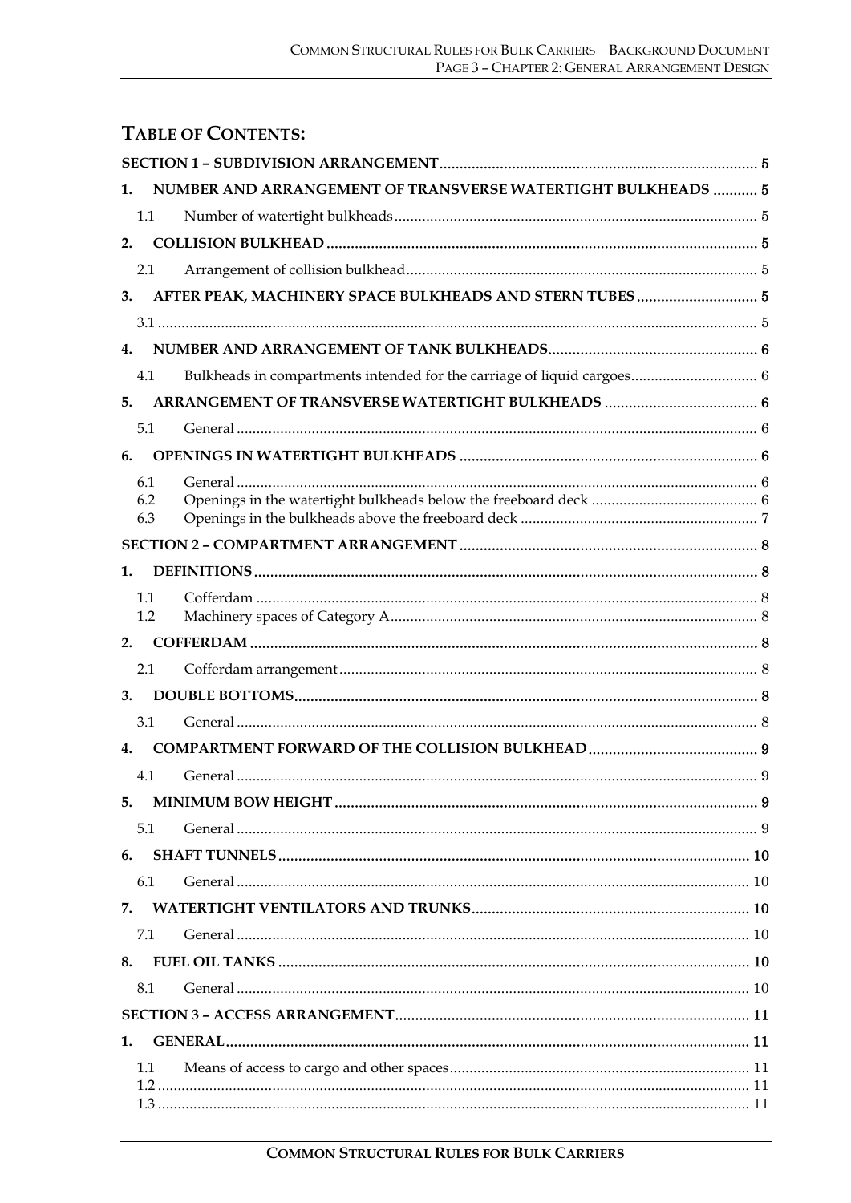## TABLE OF CONTENTS:

**SECTION 1 – SUBDIVISION ARRANGEMENT** .......... 5

**1. NUMBER AND ARRANGEMENT OF TRANSVERSE WATERTIGHT BULKHEADS** .......... 5

- 1.1 Number of watertight bulkheads .......... 5

**2. COLLISION BULKHEAD** .......... 5

- 2.1 Arrangement of collision bulkhead .......... 5

**3. AFTER PEAK, MACHINERY SPACE BULKHEADS AND STERN TUBES** .......... 5

- 3.1 .......... 5

**4. NUMBER AND ARRANGEMENT OF TANK BULKHEADS** .......... 6

- 4.1 Bulkheads in compartments intended for the carriage of liquid cargoes .......... 6

**5. ARRANGEMENT OF TRANSVERSE WATERTIGHT BULKHEADS** .......... 6

- 5.1 General .......... 6

**6. OPENINGS IN WATERTIGHT BULKHEADS** .......... 6

- 6.1 General .......... 6
- 6.2 Openings in the watertight bulkheads below the freeboard deck .......... 6
- 6.3 Openings in the bulkheads above the freeboard deck .......... 7

**SECTION 2 – COMPARTMENT ARRANGEMENT** .......... 8

**1. DEFINITIONS** .......... 8

- 1.1 Cofferdam .......... 8
- 1.2 Machinery spaces of Category A .......... 8

**2. COFFERDAM** .......... 8

- 2.1 Cofferdam arrangement .......... 8

**3. DOUBLE BOTTOMS** .......... 8

- 3.1 General .......... 8

**4. COMPARTMENT FORWARD OF THE COLLISION BULKHEAD** .......... 9

- 4.1 General .......... 9

**5. MINIMUM BOW HEIGHT** .......... 9

- 5.1 General .......... 9

**6. SHAFT TUNNELS** .......... 10

- 6.1 General .......... 10

**7. WATERTIGHT VENTILATORS AND TRUNKS** .......... 10

- 7.1 General .......... 10

**8. FUEL OIL TANKS** .......... 10

- 8.1 General .......... 10

**SECTION 3 – ACCESS ARRANGEMENT** .......... 11

**1. GENERAL** .......... 11

- 1.1 Means of access to cargo and other spaces .......... 11
- 1.2 .......... 11
- 1.3 .......... 11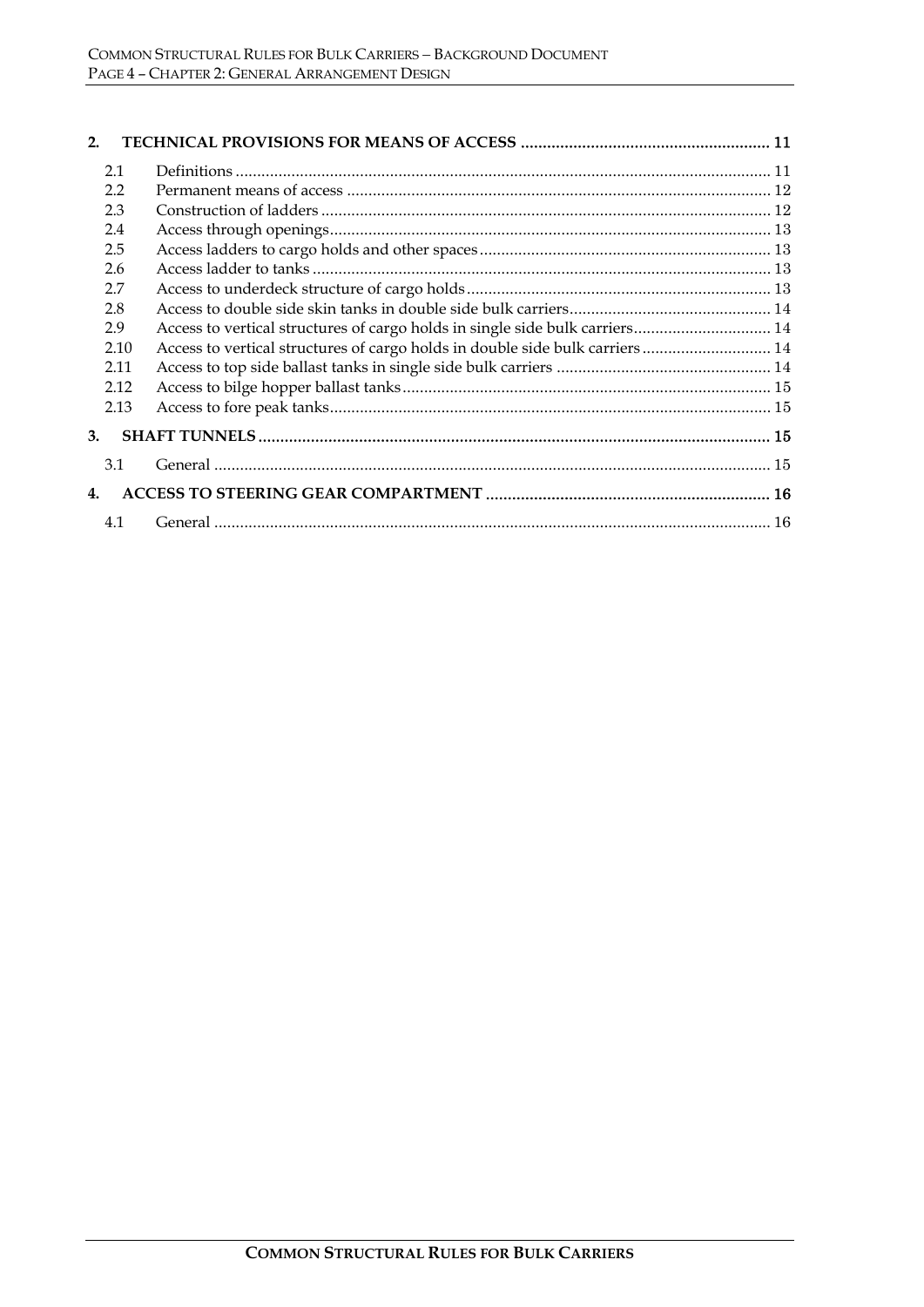**2. TECHNICAL PROVISIONS FOR MEANS OF ACCESS ......................................................... 11**

- 2.1 Definitions ........................................................................................................................... 11
- 2.2 Permanent means of access .................................................................................................. 12
- 2.3 Construction of ladders ........................................................................................................ 12
- 2.4 Access through openings...................................................................................................... 13
- 2.5 Access ladders to cargo holds and other spaces................................................................... 13
- 2.6 Access ladder to tanks .......................................................................................................... 13
- 2.7 Access to underdeck structure of cargo holds ...................................................................... 13
- 2.8 Access to double side skin tanks in double side bulk carriers............................................... 14
- 2.9 Access to vertical structures of cargo holds in single side bulk carriers................................ 14
- 2.10 Access to vertical structures of cargo holds in double side bulk carriers .............................. 14
- 2.11 Access to top side ballast tanks in single side bulk carriers .................................................. 14
- 2.12 Access to bilge hopper ballast tanks..................................................................................... 15
- 2.13 Access to fore peak tanks...................................................................................................... 15

**3. SHAFT TUNNELS ..................................................................................................................... 15**

- 3.1 General ................................................................................................................................ 15

**4. ACCESS TO STEERING GEAR COMPARTMENT ................................................................. 16**

- 4.1 General ................................................................................................................................ 16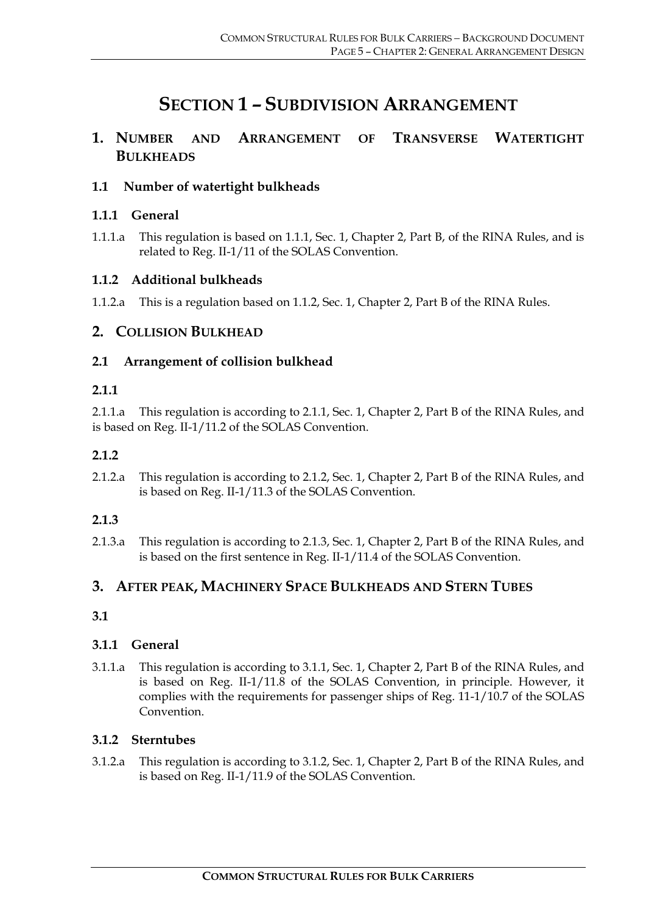# SECTION 1 – SUBDIVISION ARRANGEMENT

## 1. NUMBER AND ARRANGEMENT OF TRANSVERSE WATERTIGHT BULKHEADS

### 1.1 Number of watertight bulkheads

#### 1.1.1 General

1.1.1.a This regulation is based on 1.1.1, Sec. 1, Chapter 2, Part B, of the RINA Rules, and is related to Reg. II-1/11 of the SOLAS Convention.

#### 1.1.2 Additional bulkheads

1.1.2.a This is a regulation based on 1.1.2, Sec. 1, Chapter 2, Part B of the RINA Rules.

## 2. COLLISION BULKHEAD

### 2.1 Arrangement of collision bulkhead

#### 2.1.1

2.1.1.a This regulation is according to 2.1.1, Sec. 1, Chapter 2, Part B of the RINA Rules, and is based on Reg. II-1/11.2 of the SOLAS Convention.

#### 2.1.2

2.1.2.a This regulation is according to 2.1.2, Sec. 1, Chapter 2, Part B of the RINA Rules, and is based on Reg. II-1/11.3 of the SOLAS Convention.

#### 2.1.3

2.1.3.a This regulation is according to 2.1.3, Sec. 1, Chapter 2, Part B of the RINA Rules, and is based on the first sentence in Reg. II-1/11.4 of the SOLAS Convention.

## 3. AFTER PEAK, MACHINERY SPACE BULKHEADS AND STERN TUBES

### 3.1

#### 3.1.1 General

3.1.1.a This regulation is according to 3.1.1, Sec. 1, Chapter 2, Part B of the RINA Rules, and is based on Reg. II-1/11.8 of the SOLAS Convention, in principle. However, it complies with the requirements for passenger ships of Reg. 11-1/10.7 of the SOLAS Convention.

#### 3.1.2 Sterntubes

3.1.2.a This regulation is according to 3.1.2, Sec. 1, Chapter 2, Part B of the RINA Rules, and is based on Reg. II-1/11.9 of the SOLAS Convention.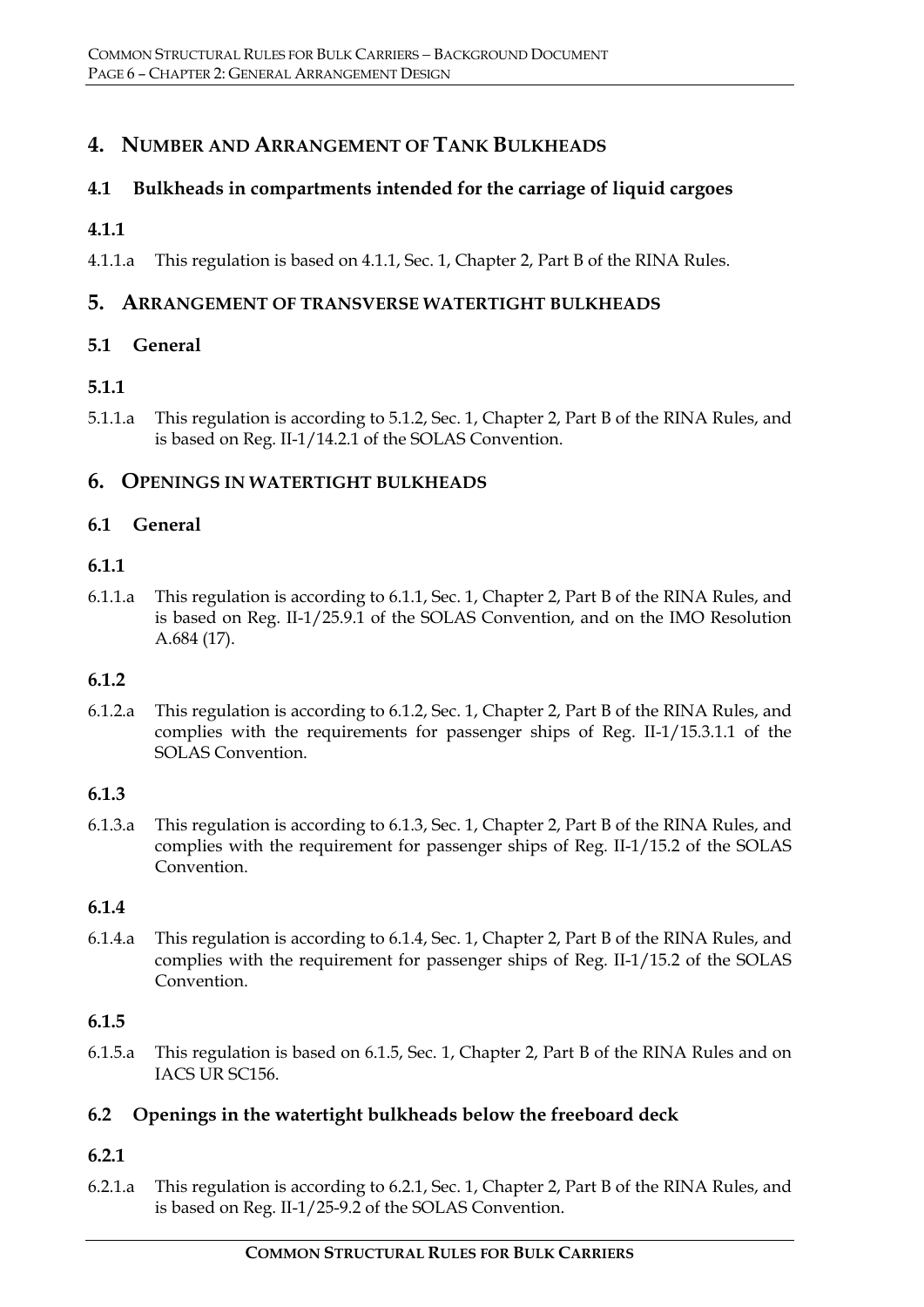# 4. Number and Arrangement of Tank Bulkheads

## 4.1 Bulkheads in compartments intended for the carriage of liquid cargoes

### 4.1.1

4.1.1.a This regulation is based on 4.1.1, Sec. 1, Chapter 2, Part B of the RINA Rules.

# 5. Arrangement of transverse watertight bulkheads

## 5.1 General

### 5.1.1

5.1.1.a This regulation is according to 5.1.2, Sec. 1, Chapter 2, Part B of the RINA Rules, and is based on Reg. II-1/14.2.1 of the SOLAS Convention.

# 6. Openings in watertight bulkheads

## 6.1 General

### 6.1.1

6.1.1.a This regulation is according to 6.1.1, Sec. 1, Chapter 2, Part B of the RINA Rules, and is based on Reg. II-1/25.9.1 of the SOLAS Convention, and on the IMO Resolution A.684 (17).

### 6.1.2

6.1.2.a This regulation is according to 6.1.2, Sec. 1, Chapter 2, Part B of the RINA Rules, and complies with the requirements for passenger ships of Reg. II-1/15.3.1.1 of the SOLAS Convention.

### 6.1.3

6.1.3.a This regulation is according to 6.1.3, Sec. 1, Chapter 2, Part B of the RINA Rules, and complies with the requirement for passenger ships of Reg. II-1/15.2 of the SOLAS Convention.

### 6.1.4

6.1.4.a This regulation is according to 6.1.4, Sec. 1, Chapter 2, Part B of the RINA Rules, and complies with the requirement for passenger ships of Reg. II-1/15.2 of the SOLAS Convention.

### 6.1.5

6.1.5.a This regulation is based on 6.1.5, Sec. 1, Chapter 2, Part B of the RINA Rules and on IACS UR SC156.

## 6.2 Openings in the watertight bulkheads below the freeboard deck

### 6.2.1

6.2.1.a This regulation is according to 6.2.1, Sec. 1, Chapter 2, Part B of the RINA Rules, and is based on Reg. II-1/25-9.2 of the SOLAS Convention.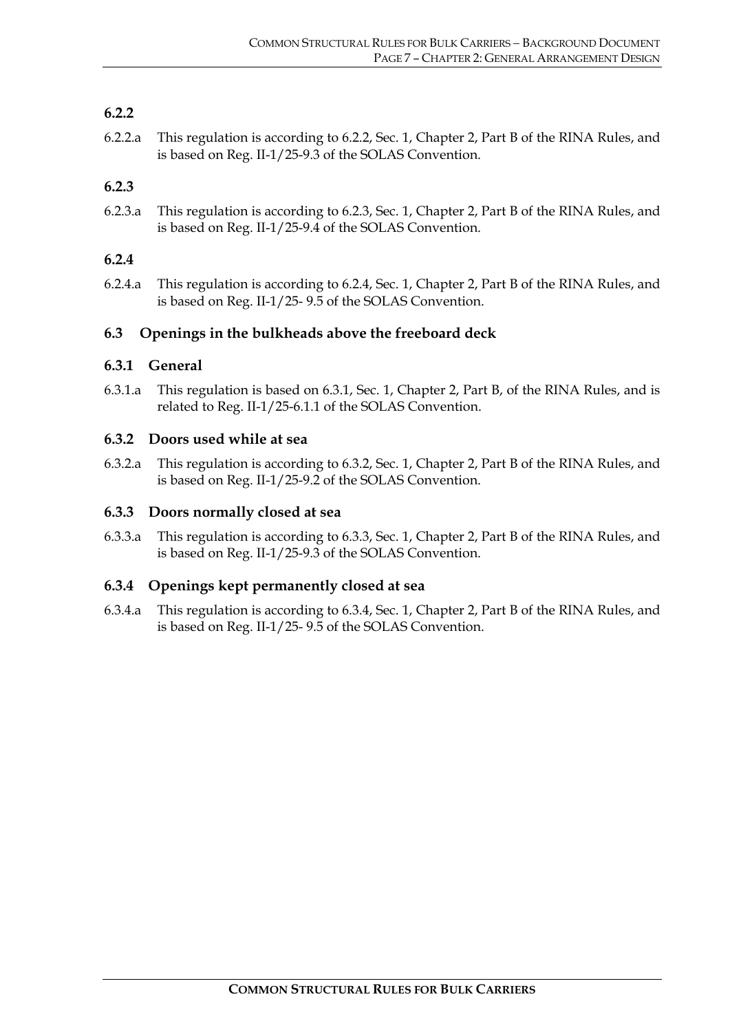### 6.2.2

6.2.2.a This regulation is according to 6.2.2, Sec. 1, Chapter 2, Part B of the RINA Rules, and is based on Reg. II-1/25-9.3 of the SOLAS Convention.

### 6.2.3

6.2.3.a This regulation is according to 6.2.3, Sec. 1, Chapter 2, Part B of the RINA Rules, and is based on Reg. II-1/25-9.4 of the SOLAS Convention.

### 6.2.4

6.2.4.a This regulation is according to 6.2.4, Sec. 1, Chapter 2, Part B of the RINA Rules, and is based on Reg. II-1/25- 9.5 of the SOLAS Convention.

## 6.3 Openings in the bulkheads above the freeboard deck

### 6.3.1 General

6.3.1.a This regulation is based on 6.3.1, Sec. 1, Chapter 2, Part B, of the RINA Rules, and is related to Reg. II-1/25-6.1.1 of the SOLAS Convention.

### 6.3.2 Doors used while at sea

6.3.2.a This regulation is according to 6.3.2, Sec. 1, Chapter 2, Part B of the RINA Rules, and is based on Reg. II-1/25-9.2 of the SOLAS Convention.

### 6.3.3 Doors normally closed at sea

6.3.3.a This regulation is according to 6.3.3, Sec. 1, Chapter 2, Part B of the RINA Rules, and is based on Reg. II-1/25-9.3 of the SOLAS Convention.

### 6.3.4 Openings kept permanently closed at sea

6.3.4.a This regulation is according to 6.3.4, Sec. 1, Chapter 2, Part B of the RINA Rules, and is based on Reg. II-1/25- 9.5 of the SOLAS Convention.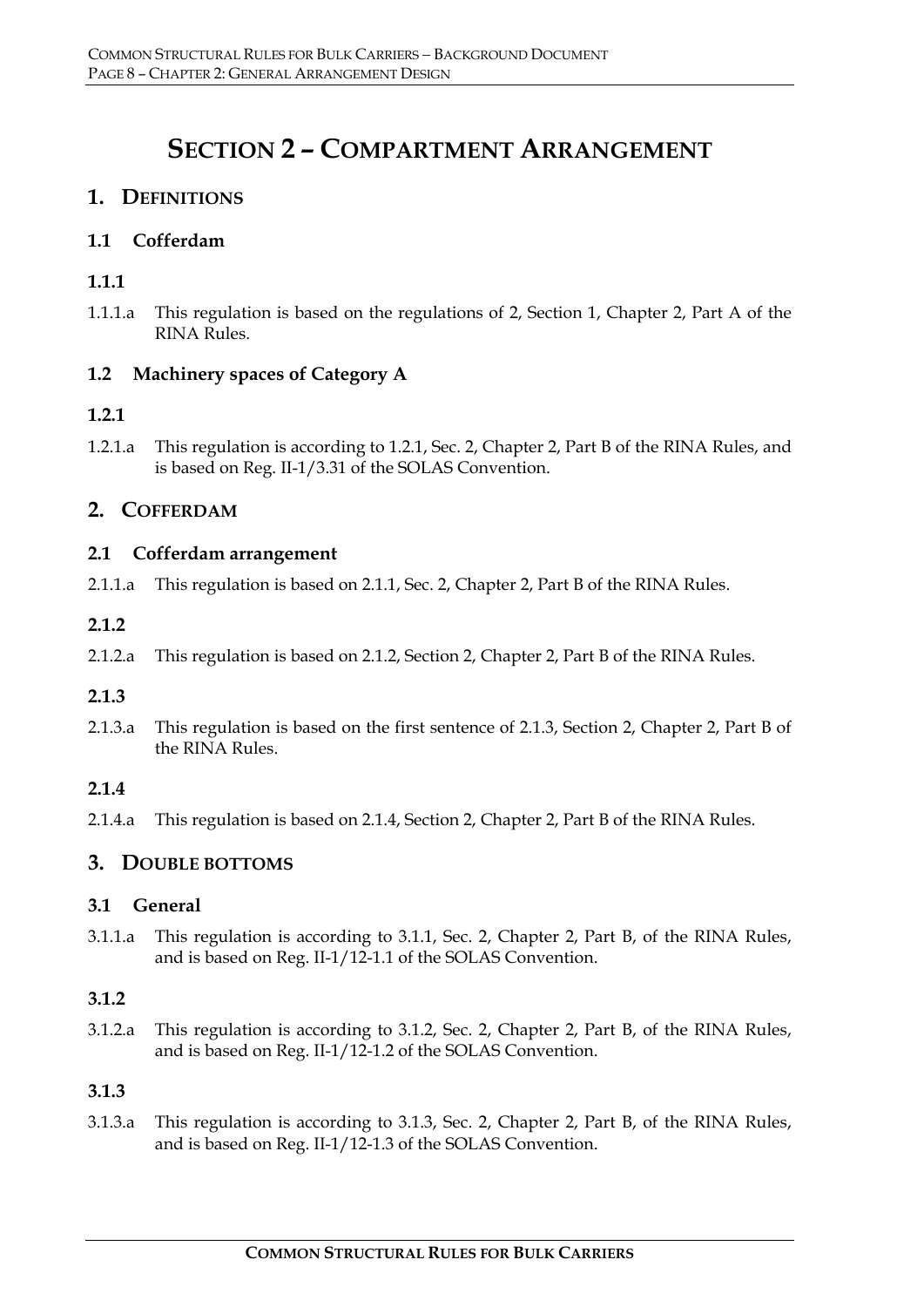# SECTION 2 – COMPARTMENT ARRANGEMENT

## 1. DEFINITIONS

### 1.1 Cofferdam

#### 1.1.1

1.1.1.a This regulation is based on the regulations of 2, Section 1, Chapter 2, Part A of the RINA Rules.

### 1.2 Machinery spaces of Category A

#### 1.2.1

1.2.1.a This regulation is according to 1.2.1, Sec. 2, Chapter 2, Part B of the RINA Rules, and is based on Reg. II-1/3.31 of the SOLAS Convention.

## 2. COFFERDAM

### 2.1 Cofferdam arrangement

2.1.1.a This regulation is based on 2.1.1, Sec. 2, Chapter 2, Part B of the RINA Rules.

#### 2.1.2

2.1.2.a This regulation is based on 2.1.2, Section 2, Chapter 2, Part B of the RINA Rules.

#### 2.1.3

2.1.3.a This regulation is based on the first sentence of 2.1.3, Section 2, Chapter 2, Part B of the RINA Rules.

#### 2.1.4

2.1.4.a This regulation is based on 2.1.4, Section 2, Chapter 2, Part B of the RINA Rules.

## 3. DOUBLE BOTTOMS

### 3.1 General

3.1.1.a This regulation is according to 3.1.1, Sec. 2, Chapter 2, Part B, of the RINA Rules, and is based on Reg. II-1/12-1.1 of the SOLAS Convention.

#### 3.1.2

3.1.2.a This regulation is according to 3.1.2, Sec. 2, Chapter 2, Part B, of the RINA Rules, and is based on Reg. II-1/12-1.2 of the SOLAS Convention.

#### 3.1.3

3.1.3.a This regulation is according to 3.1.3, Sec. 2, Chapter 2, Part B, of the RINA Rules, and is based on Reg. II-1/12-1.3 of the SOLAS Convention.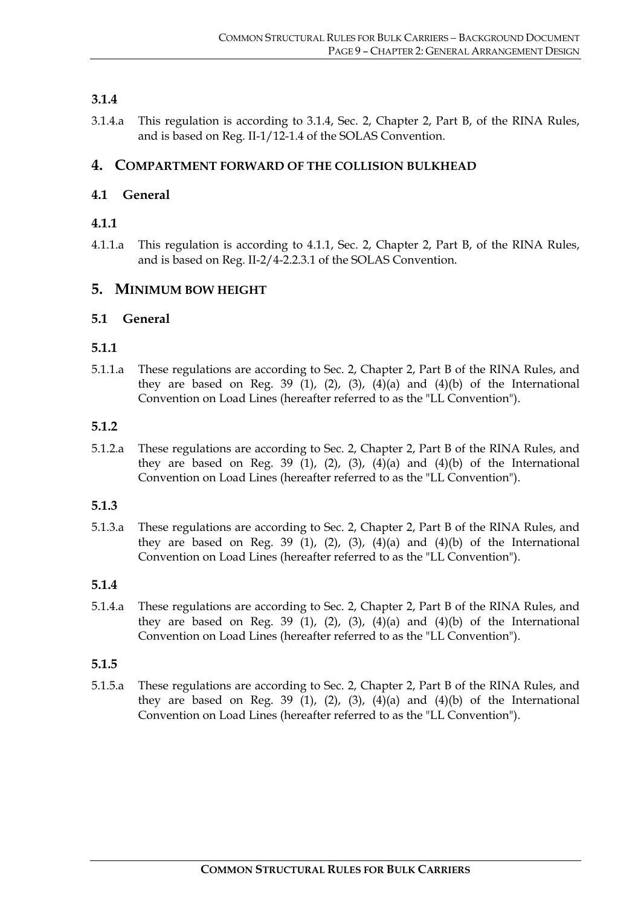### 3.1.4

3.1.4.a This regulation is according to 3.1.4, Sec. 2, Chapter 2, Part B, of the RINA Rules, and is based on Reg. II-1/12-1.4 of the SOLAS Convention.

## 4. COMPARTMENT FORWARD OF THE COLLISION BULKHEAD

### 4.1 General

### 4.1.1

4.1.1.a This regulation is according to 4.1.1, Sec. 2, Chapter 2, Part B, of the RINA Rules, and is based on Reg. II-2/4-2.2.3.1 of the SOLAS Convention.

## 5. MINIMUM BOW HEIGHT

### 5.1 General

### 5.1.1

5.1.1.a These regulations are according to Sec. 2, Chapter 2, Part B of the RINA Rules, and they are based on Reg. 39 (1), (2), (3), (4)(a) and (4)(b) of the International Convention on Load Lines (hereafter referred to as the "LL Convention").

### 5.1.2

5.1.2.a These regulations are according to Sec. 2, Chapter 2, Part B of the RINA Rules, and they are based on Reg. 39 (1), (2), (3), (4)(a) and (4)(b) of the International Convention on Load Lines (hereafter referred to as the "LL Convention").

### 5.1.3

5.1.3.a These regulations are according to Sec. 2, Chapter 2, Part B of the RINA Rules, and they are based on Reg. 39 (1), (2), (3), (4)(a) and (4)(b) of the International Convention on Load Lines (hereafter referred to as the "LL Convention").

### 5.1.4

5.1.4.a These regulations are according to Sec. 2, Chapter 2, Part B of the RINA Rules, and they are based on Reg. 39 (1), (2), (3), (4)(a) and (4)(b) of the International Convention on Load Lines (hereafter referred to as the "LL Convention").

### 5.1.5

5.1.5.a These regulations are according to Sec. 2, Chapter 2, Part B of the RINA Rules, and they are based on Reg. 39 (1), (2), (3), (4)(a) and (4)(b) of the International Convention on Load Lines (hereafter referred to as the "LL Convention").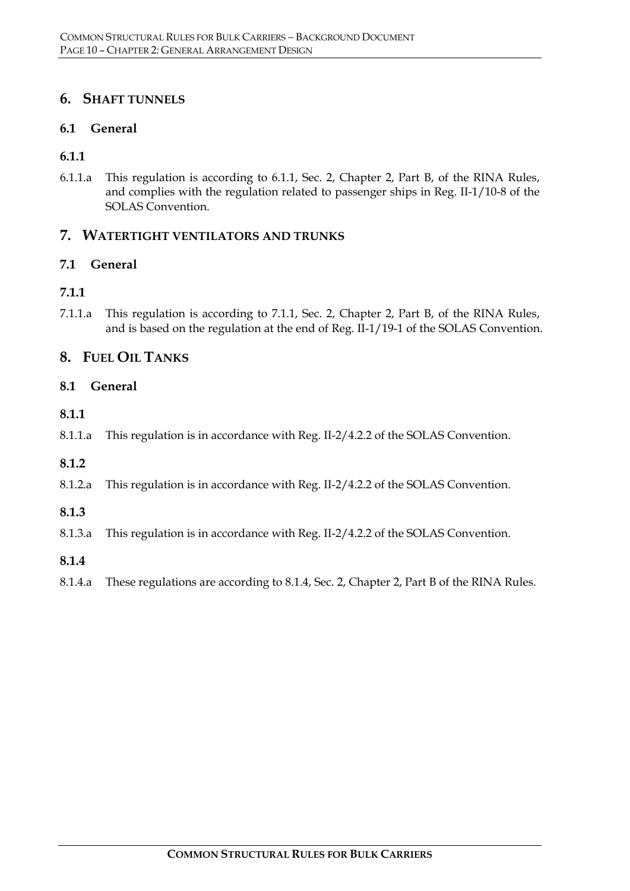## 6. Shaft tunnels

### 6.1 General

#### 6.1.1

6.1.1.a This regulation is according to 6.1.1, Sec. 2, Chapter 2, Part B, of the RINA Rules, and complies with the regulation related to passenger ships in Reg. II-1/10-8 of the SOLAS Convention.

## 7. Watertight ventilators and trunks

### 7.1 General

#### 7.1.1

7.1.1.a This regulation is according to 7.1.1, Sec. 2, Chapter 2, Part B, of the RINA Rules, and is based on the regulation at the end of Reg. II-1/19-1 of the SOLAS Convention.

## 8. Fuel Oil Tanks

### 8.1 General

#### 8.1.1

8.1.1.a This regulation is in accordance with Reg. II-2/4.2.2 of the SOLAS Convention.

#### 8.1.2

8.1.2.a This regulation is in accordance with Reg. II-2/4.2.2 of the SOLAS Convention.

#### 8.1.3

8.1.3.a This regulation is in accordance with Reg. II-2/4.2.2 of the SOLAS Convention.

#### 8.1.4

8.1.4.a These regulations are according to 8.1.4, Sec. 2, Chapter 2, Part B of the RINA Rules.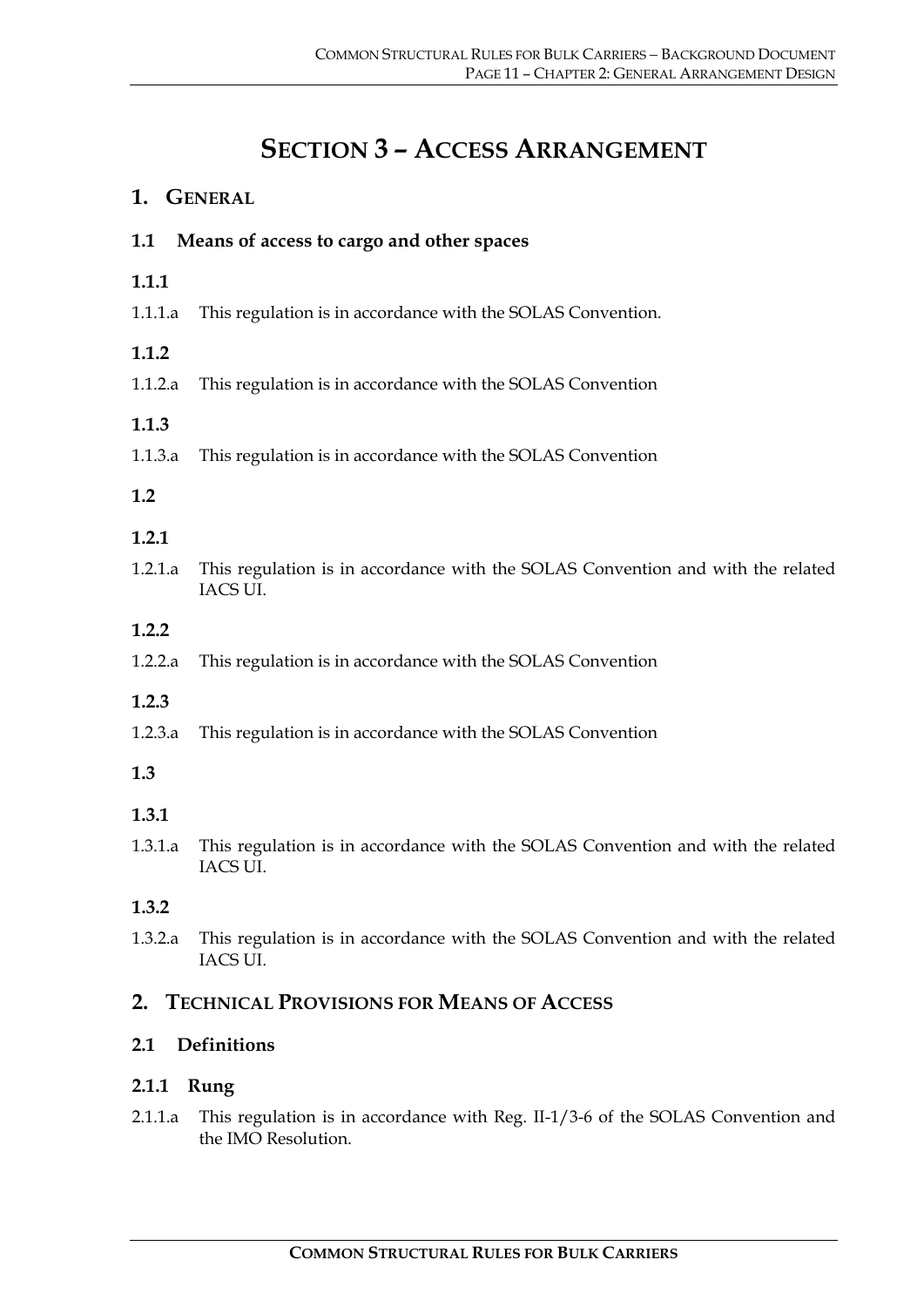# SECTION 3 – ACCESS ARRANGEMENT

## 1. GENERAL

### 1.1 Means of access to cargo and other spaces

#### 1.1.1

1.1.1.a This regulation is in accordance with the SOLAS Convention.

#### 1.1.2

1.1.2.a This regulation is in accordance with the SOLAS Convention

#### 1.1.3

1.1.3.a This regulation is in accordance with the SOLAS Convention

### 1.2

#### 1.2.1

1.2.1.a This regulation is in accordance with the SOLAS Convention and with the related IACS UI.

#### 1.2.2

1.2.2.a This regulation is in accordance with the SOLAS Convention

#### 1.2.3

1.2.3.a This regulation is in accordance with the SOLAS Convention

### 1.3

#### 1.3.1

1.3.1.a This regulation is in accordance with the SOLAS Convention and with the related IACS UI.

#### 1.3.2

1.3.2.a This regulation is in accordance with the SOLAS Convention and with the related IACS UI.

## 2. TECHNICAL PROVISIONS FOR MEANS OF ACCESS

### 2.1 Definitions

#### 2.1.1 Rung

2.1.1.a This regulation is in accordance with Reg. II-1/3-6 of the SOLAS Convention and the IMO Resolution.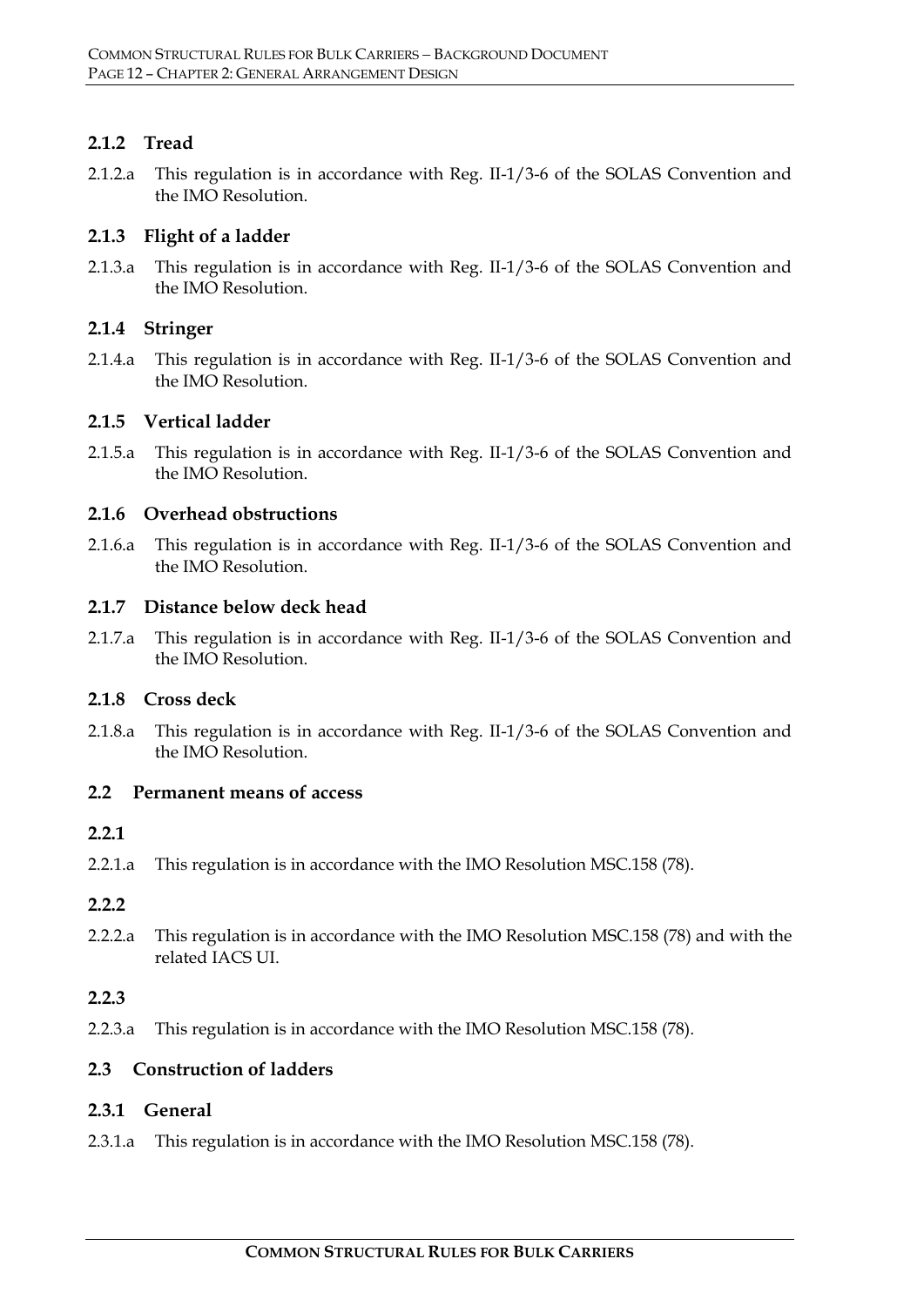### 2.1.2 Tread

2.1.2.a This regulation is in accordance with Reg. II-1/3-6 of the SOLAS Convention and the IMO Resolution.

### 2.1.3 Flight of a ladder

2.1.3.a This regulation is in accordance with Reg. II-1/3-6 of the SOLAS Convention and the IMO Resolution.

### 2.1.4 Stringer

2.1.4.a This regulation is in accordance with Reg. II-1/3-6 of the SOLAS Convention and the IMO Resolution.

### 2.1.5 Vertical ladder

2.1.5.a This regulation is in accordance with Reg. II-1/3-6 of the SOLAS Convention and the IMO Resolution.

### 2.1.6 Overhead obstructions

2.1.6.a This regulation is in accordance with Reg. II-1/3-6 of the SOLAS Convention and the IMO Resolution.

### 2.1.7 Distance below deck head

2.1.7.a This regulation is in accordance with Reg. II-1/3-6 of the SOLAS Convention and the IMO Resolution.

### 2.1.8 Cross deck

2.1.8.a This regulation is in accordance with Reg. II-1/3-6 of the SOLAS Convention and the IMO Resolution.

## 2.2 Permanent means of access

### 2.2.1

2.2.1.a This regulation is in accordance with the IMO Resolution MSC.158 (78).

### 2.2.2

2.2.2.a This regulation is in accordance with the IMO Resolution MSC.158 (78) and with the related IACS UI.

### 2.2.3

2.2.3.a This regulation is in accordance with the IMO Resolution MSC.158 (78).

## 2.3 Construction of ladders

### 2.3.1 General

2.3.1.a This regulation is in accordance with the IMO Resolution MSC.158 (78).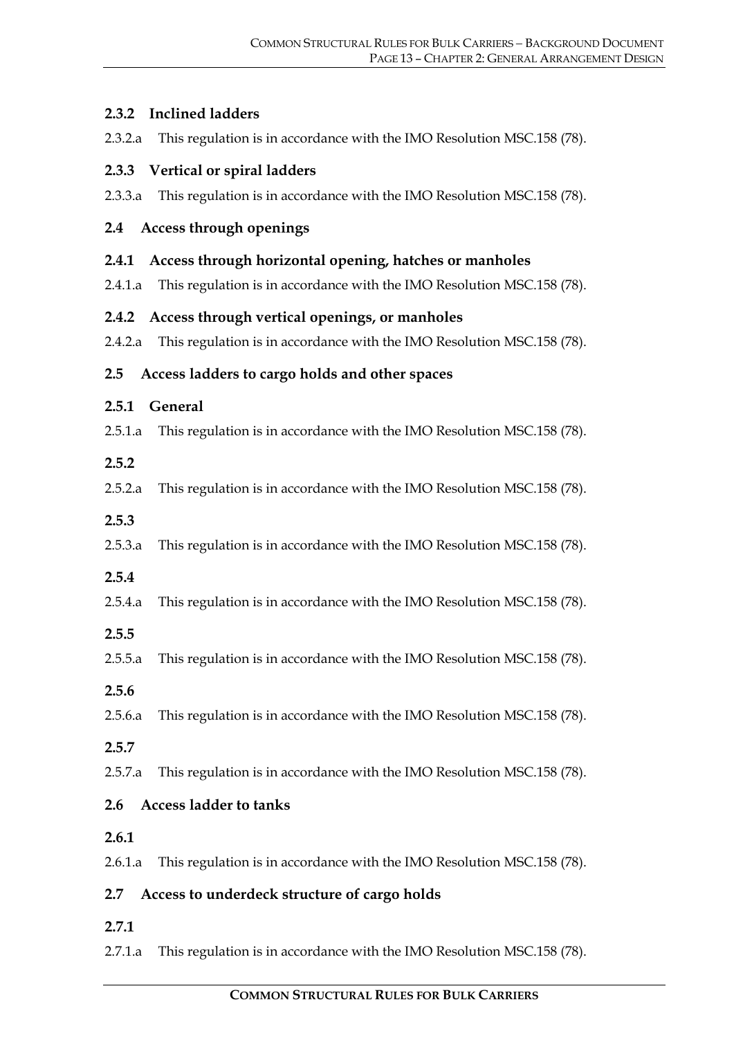### 2.3.2 Inclined ladders

2.3.2.a This regulation is in accordance with the IMO Resolution MSC.158 (78).

### 2.3.3 Vertical or spiral ladders

2.3.3.a This regulation is in accordance with the IMO Resolution MSC.158 (78).

## 2.4 Access through openings

### 2.4.1 Access through horizontal opening, hatches or manholes

2.4.1.a This regulation is in accordance with the IMO Resolution MSC.158 (78).

### 2.4.2 Access through vertical openings, or manholes

2.4.2.a This regulation is in accordance with the IMO Resolution MSC.158 (78).

## 2.5 Access ladders to cargo holds and other spaces

### 2.5.1 General

2.5.1.a This regulation is in accordance with the IMO Resolution MSC.158 (78).

### 2.5.2

2.5.2.a This regulation is in accordance with the IMO Resolution MSC.158 (78).

### 2.5.3

2.5.3.a This regulation is in accordance with the IMO Resolution MSC.158 (78).

### 2.5.4

2.5.4.a This regulation is in accordance with the IMO Resolution MSC.158 (78).

### 2.5.5

2.5.5.a This regulation is in accordance with the IMO Resolution MSC.158 (78).

### 2.5.6

2.5.6.a This regulation is in accordance with the IMO Resolution MSC.158 (78).

### 2.5.7

2.5.7.a This regulation is in accordance with the IMO Resolution MSC.158 (78).

## 2.6 Access ladder to tanks

### 2.6.1

2.6.1.a This regulation is in accordance with the IMO Resolution MSC.158 (78).

## 2.7 Access to underdeck structure of cargo holds

### 2.7.1

2.7.1.a This regulation is in accordance with the IMO Resolution MSC.158 (78).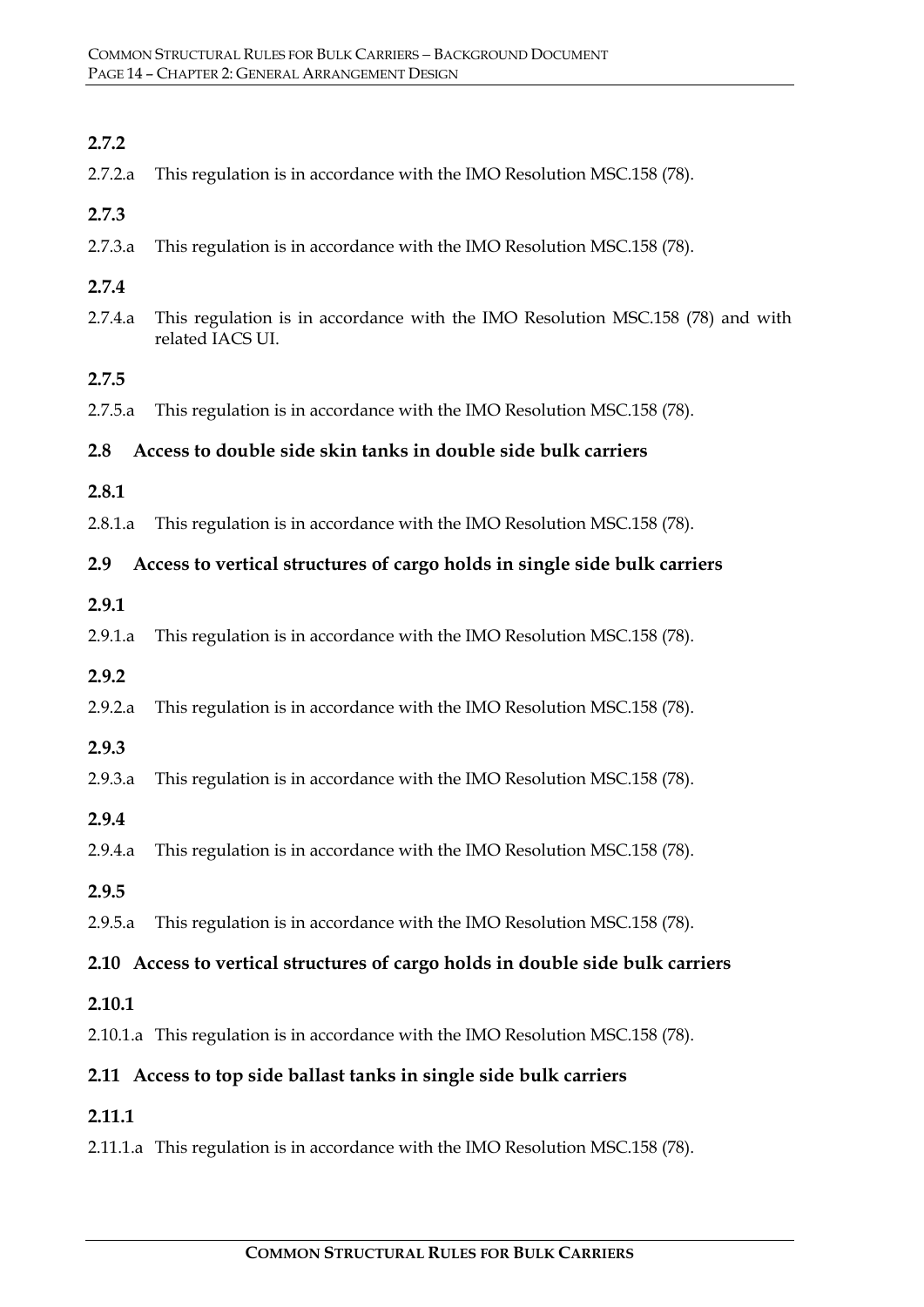### 2.7.2

2.7.2.a This regulation is in accordance with the IMO Resolution MSC.158 (78).

### 2.7.3

2.7.3.a This regulation is in accordance with the IMO Resolution MSC.158 (78).

### 2.7.4

2.7.4.a This regulation is in accordance with the IMO Resolution MSC.158 (78) and with related IACS UI.

### 2.7.5

2.7.5.a This regulation is in accordance with the IMO Resolution MSC.158 (78).

## 2.8 Access to double side skin tanks in double side bulk carriers

### 2.8.1

2.8.1.a This regulation is in accordance with the IMO Resolution MSC.158 (78).

## 2.9 Access to vertical structures of cargo holds in single side bulk carriers

### 2.9.1

2.9.1.a This regulation is in accordance with the IMO Resolution MSC.158 (78).

### 2.9.2

2.9.2.a This regulation is in accordance with the IMO Resolution MSC.158 (78).

### 2.9.3

2.9.3.a This regulation is in accordance with the IMO Resolution MSC.158 (78).

### 2.9.4

2.9.4.a This regulation is in accordance with the IMO Resolution MSC.158 (78).

### 2.9.5

2.9.5.a This regulation is in accordance with the IMO Resolution MSC.158 (78).

## 2.10 Access to vertical structures of cargo holds in double side bulk carriers

### 2.10.1

2.10.1.a This regulation is in accordance with the IMO Resolution MSC.158 (78).

## 2.11 Access to top side ballast tanks in single side bulk carriers

### 2.11.1

2.11.1.a This regulation is in accordance with the IMO Resolution MSC.158 (78).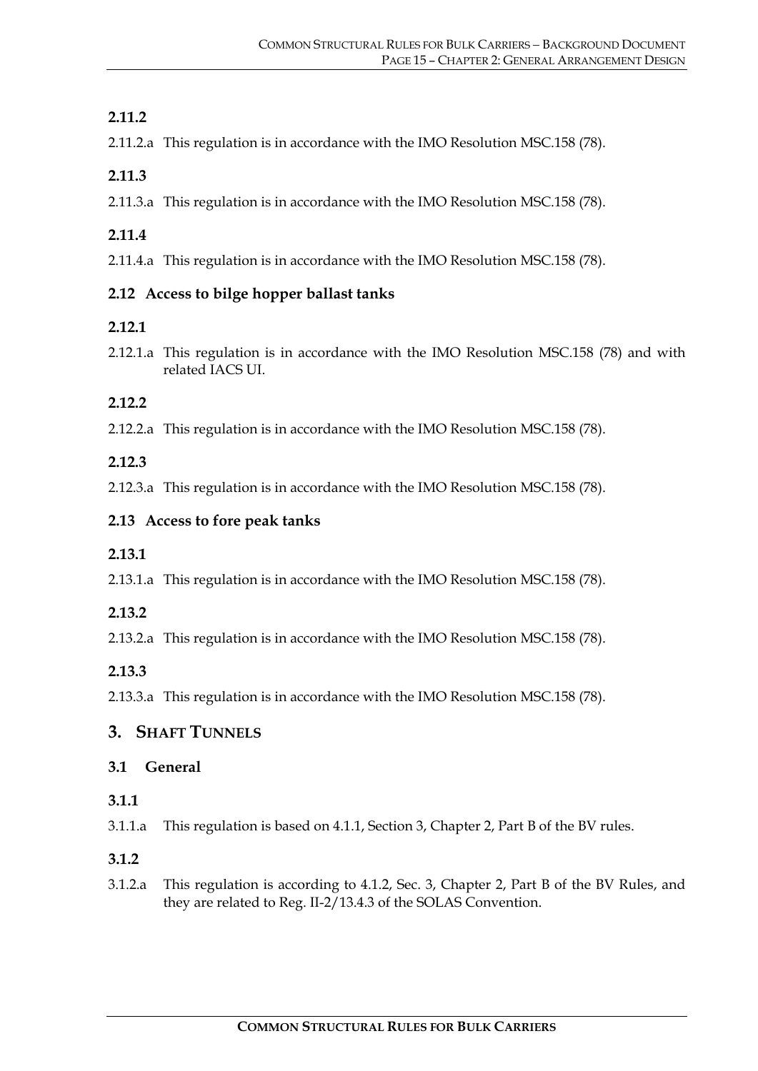### 2.11.2

2.11.2.a This regulation is in accordance with the IMO Resolution MSC.158 (78).

### 2.11.3

2.11.3.a This regulation is in accordance with the IMO Resolution MSC.158 (78).

### 2.11.4

2.11.4.a This regulation is in accordance with the IMO Resolution MSC.158 (78).

### 2.12 Access to bilge hopper ballast tanks

### 2.12.1

2.12.1.a This regulation is in accordance with the IMO Resolution MSC.158 (78) and with related IACS UI.

### 2.12.2

2.12.2.a This regulation is in accordance with the IMO Resolution MSC.158 (78).

### 2.12.3

2.12.3.a This regulation is in accordance with the IMO Resolution MSC.158 (78).

### 2.13 Access to fore peak tanks

### 2.13.1

2.13.1.a This regulation is in accordance with the IMO Resolution MSC.158 (78).

### 2.13.2

2.13.2.a This regulation is in accordance with the IMO Resolution MSC.158 (78).

### 2.13.3

2.13.3.a This regulation is in accordance with the IMO Resolution MSC.158 (78).

## 3. SHAFT TUNNELS

### 3.1 General

### 3.1.1

3.1.1.a This regulation is based on 4.1.1, Section 3, Chapter 2, Part B of the BV rules.

### 3.1.2

3.1.2.a This regulation is according to 4.1.2, Sec. 3, Chapter 2, Part B of the BV Rules, and they are related to Reg. II-2/13.4.3 of the SOLAS Convention.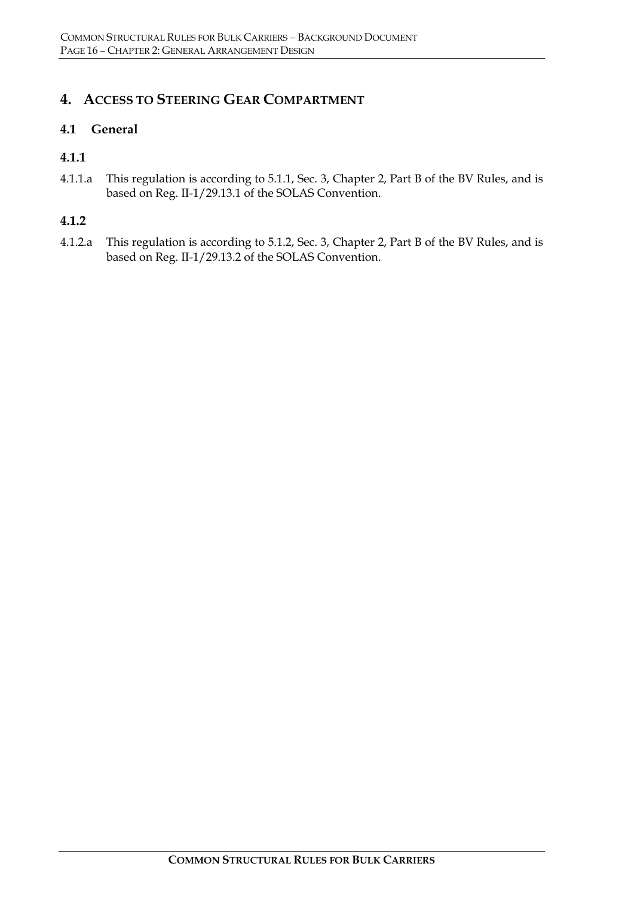## 4. Access to Steering Gear Compartment

### 4.1 General

#### 4.1.1

4.1.1.a This regulation is according to 5.1.1, Sec. 3, Chapter 2, Part B of the BV Rules, and is based on Reg. II-1/29.13.1 of the SOLAS Convention.

#### 4.1.2

4.1.2.a This regulation is according to 5.1.2, Sec. 3, Chapter 2, Part B of the BV Rules, and is based on Reg. II-1/29.13.2 of the SOLAS Convention.